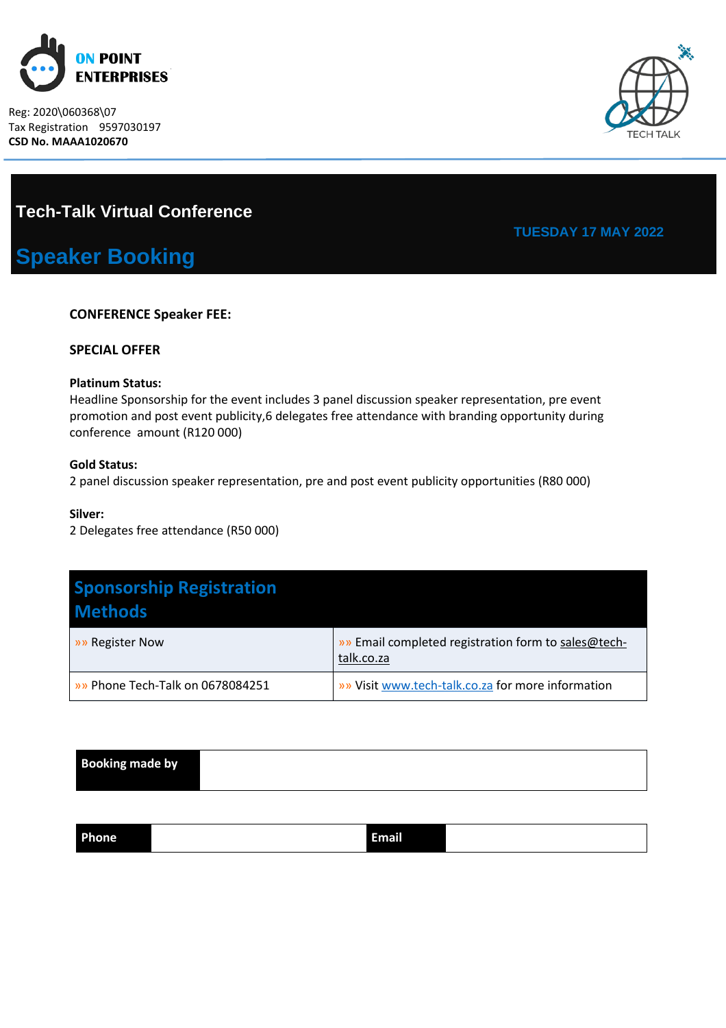**ON POINT ENTERPRISES**

Reg: 2020\060368\07
Tax Registration 9597030197
**CSD No. MAAA1020670**

TECH TALK

# Tech-Talk Virtual Conference

## Speaker Booking

**TUESDAY 17 MAY 2022**

**CONFERENCE Speaker FEE:**

**SPECIAL OFFER**

**Platinum Status:**
Headline Sponsorship for the event includes 3 panel discussion speaker representation, pre event promotion and post event publicity,6 delegates free attendance with branding opportunity during conference amount (R120 000)

**Gold Status:**
2 panel discussion speaker representation, pre and post event publicity opportunities (R80 000)

**Silver:**
2 Delegates free attendance (R50 000)

| Sponsorship Registration Methods | |
|---|---|
| »» Register Now | »» Email completed registration form to sales@tech-talk.co.za |
| »» Phone Tech-Talk on 0678084251 | »» Visit www.tech-talk.co.za for more information |

| **Booking made by** | |
|---|---|

| **Phone** | | **Email** | |
|---|---|---|---|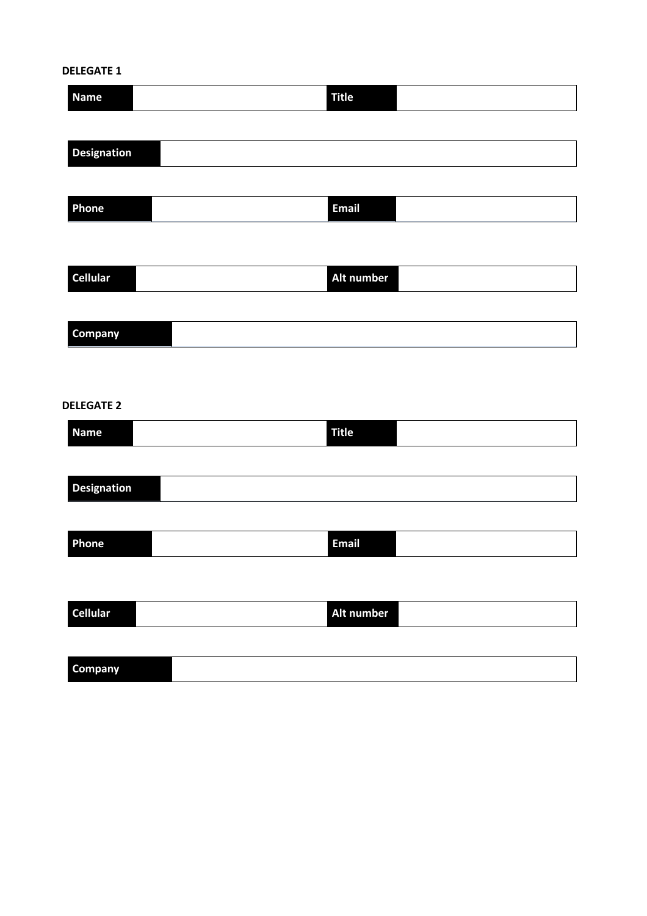**DELEGATE 1**

| Name | | Title | |
|---|---|---|---|

| Designation | |
|---|---|

| Phone | | Email | |
|---|---|---|---|

| Cellular | | Alt number | |
|---|---|---|---|

| Company | |
|---|---|

**DELEGATE 2**

| Name | | Title | |
|---|---|---|---|

| Designation | |
|---|---|

| Phone | | Email | |
|---|---|---|---|

| Cellular | | Alt number | |
|---|---|---|---|

| Company | |
|---|---|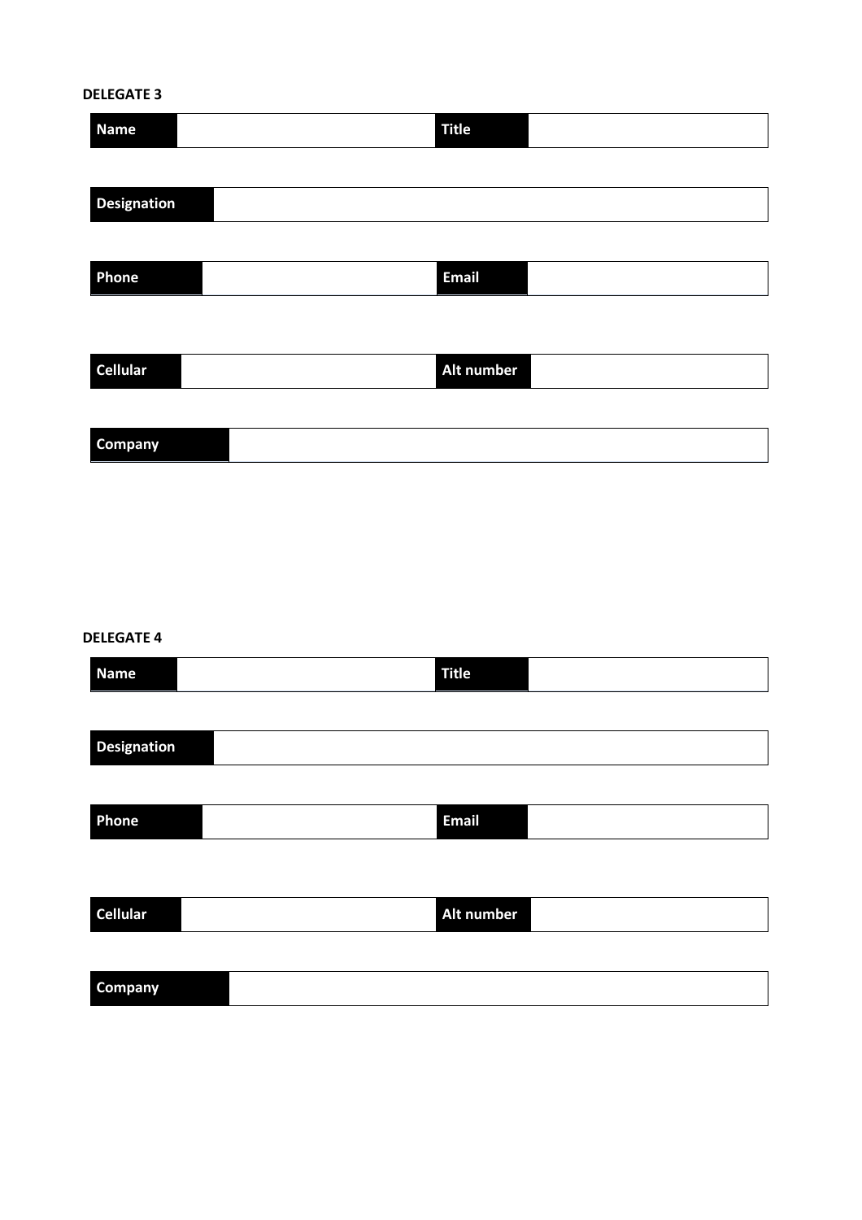**DELEGATE 3**

| Name | | Title | |
|---|---|---|---|

| Designation | |
|---|---|

| Phone | | Email | |
|---|---|---|---|

| Cellular | | Alt number | |
|---|---|---|---|

| Company | |
|---|---|

**DELEGATE 4**

| Name | | Title | |
|---|---|---|---|

| Designation | |
|---|---|

| Phone | | Email | |
|---|---|---|---|

| Cellular | | Alt number | |
|---|---|---|---|

| Company | |
|---|---|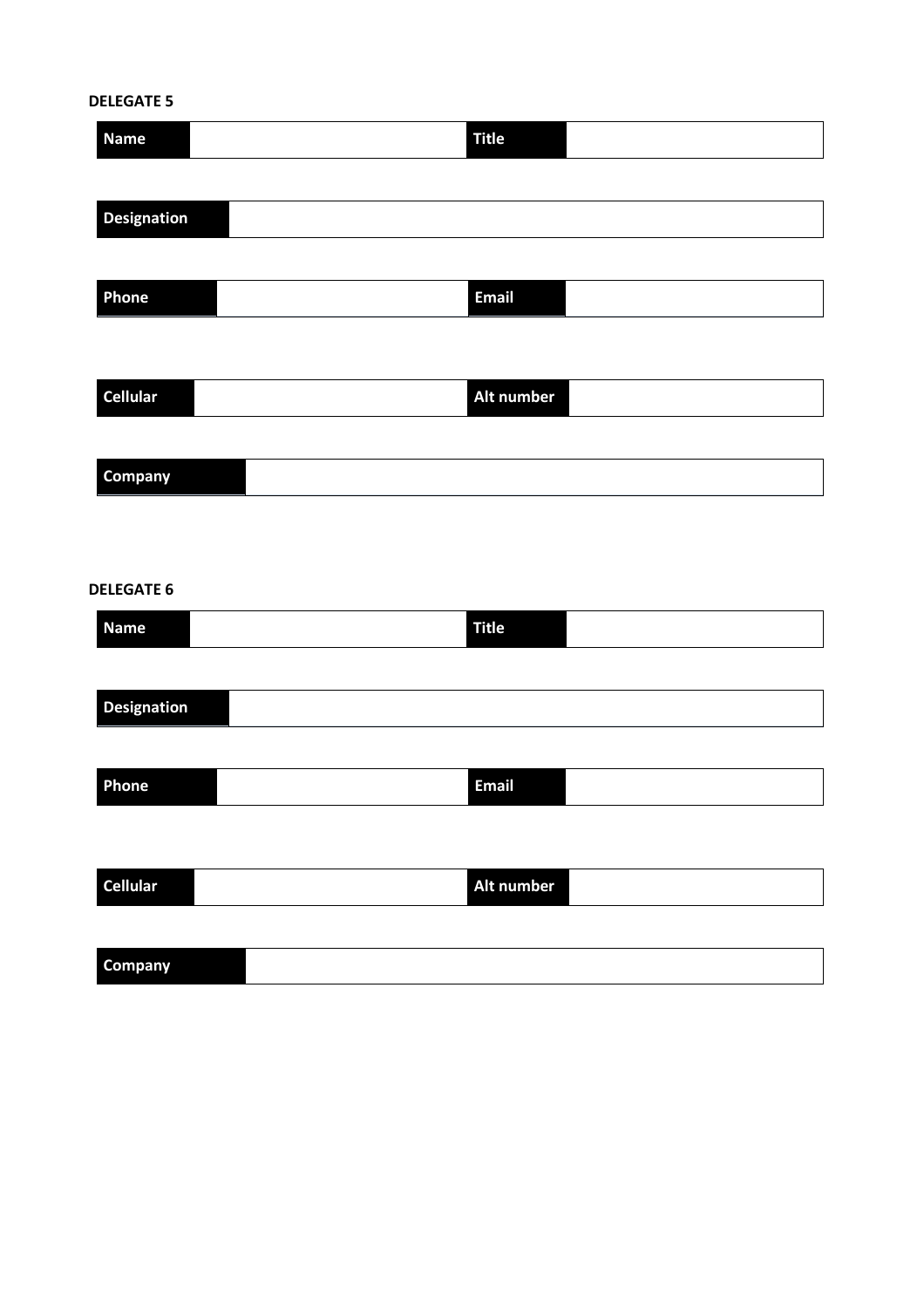**DELEGATE 5**

| Name | | Title | |
|---|---|---|---|

| Designation | |
|---|---|

| Phone | | Email | |
|---|---|---|---|

| Cellular | | Alt number | |
|---|---|---|---|

| Company | |
|---|---|

**DELEGATE 6**

| Name | | Title | |
|---|---|---|---|

| Designation | |
|---|---|

| Phone | | Email | |
|---|---|---|---|

| Cellular | | Alt number | |
|---|---|---|---|

| Company | |
|---|---|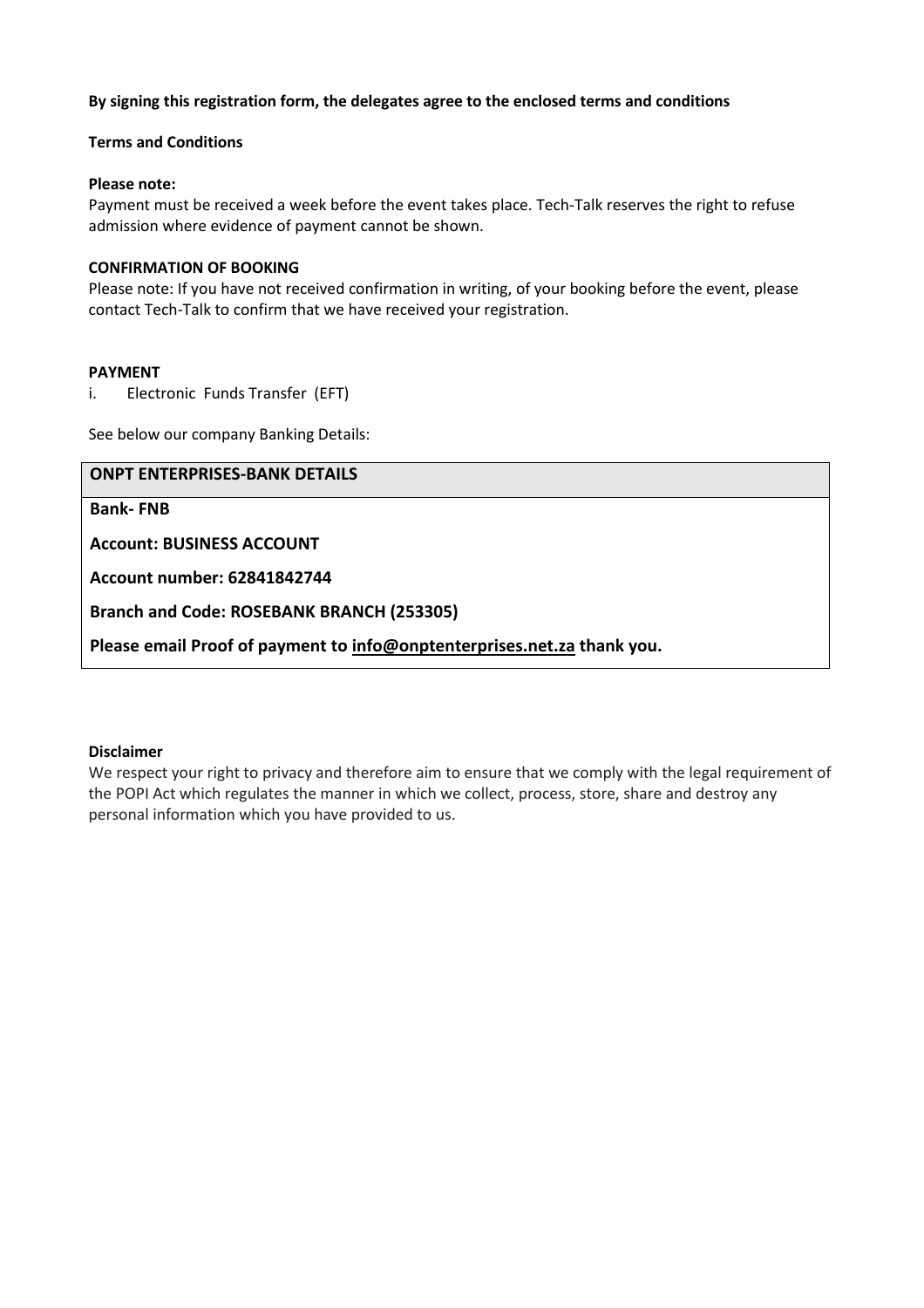**By signing this registration form, the delegates agree to the enclosed terms and conditions**

**Terms and Conditions**

**Please note:**
Payment must be received a week before the event takes place. Tech-Talk reserves the right to refuse admission where evidence of payment cannot be shown.

**CONFIRMATION OF BOOKING**
Please note: If you have not received confirmation in writing, of your booking before the event, please contact Tech-Talk to confirm that we have received your registration.

**PAYMENT**

i. Electronic Funds Transfer (EFT)

See below our company Banking Details:

| **ONPT ENTERPRISES-BANK DETAILS** |
|---|
| **Bank- FNB** |
| **Account: BUSINESS ACCOUNT** |
| **Account number: 62841842744** |
| **Branch and Code: ROSEBANK BRANCH (253305)** |
| **Please email Proof of payment to info@onptenterprises.net.za thank you.** |

**Disclaimer**
We respect your right to privacy and therefore aim to ensure that we comply with the legal requirement of the POPI Act which regulates the manner in which we collect, process, store, share and destroy any personal information which you have provided to us.